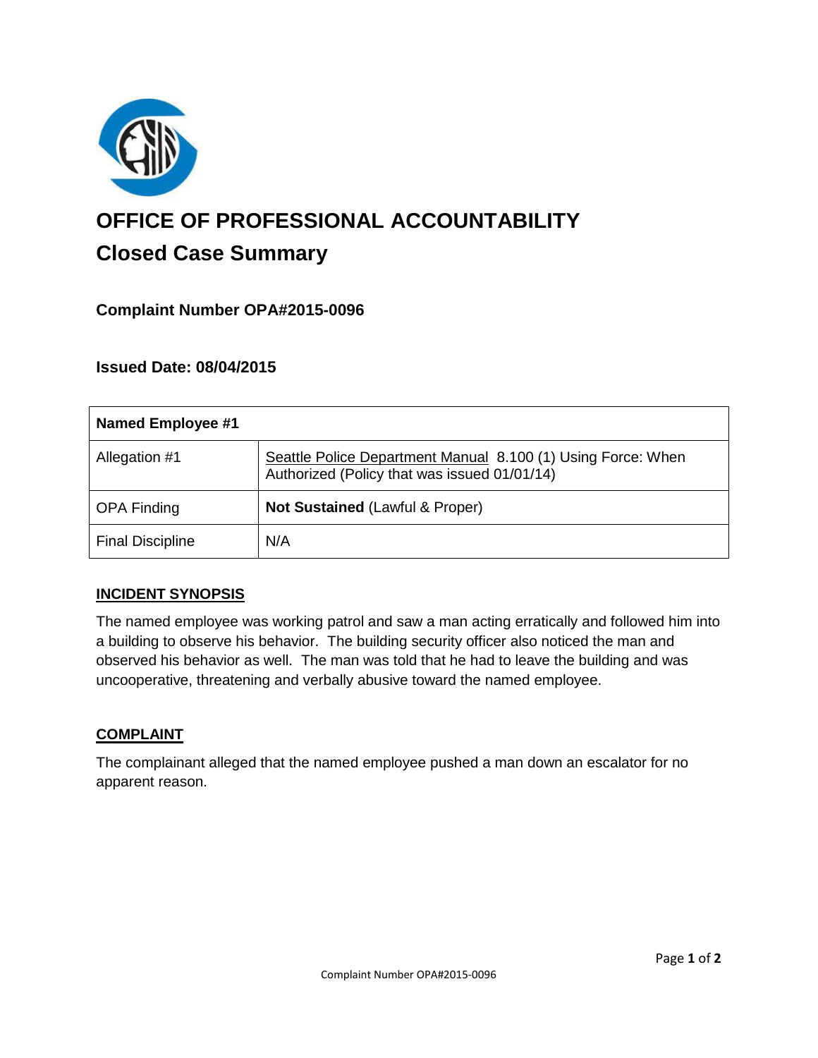# OFFICE OF PROFESSIONAL ACCOUNTABILITY

## Closed Case Summary

### Complaint Number OPA#2015-0096

### Issued Date: 08/04/2015

| Named Employee #1 | |
|---|---|
| Allegation #1 | Seattle Police Department Manual 8.100 (1) Using Force: When Authorized (Policy that was issued 01/01/14) |
| OPA Finding | **Not Sustained** (Lawful & Proper) |
| Final Discipline | N/A |

**INCIDENT SYNOPSIS**

The named employee was working patrol and saw a man acting erratically and followed him into a building to observe his behavior. The building security officer also noticed the man and observed his behavior as well. The man was told that he had to leave the building and was uncooperative, threatening and verbally abusive toward the named employee.

**COMPLAINT**

The complainant alleged that the named employee pushed a man down an escalator for no apparent reason.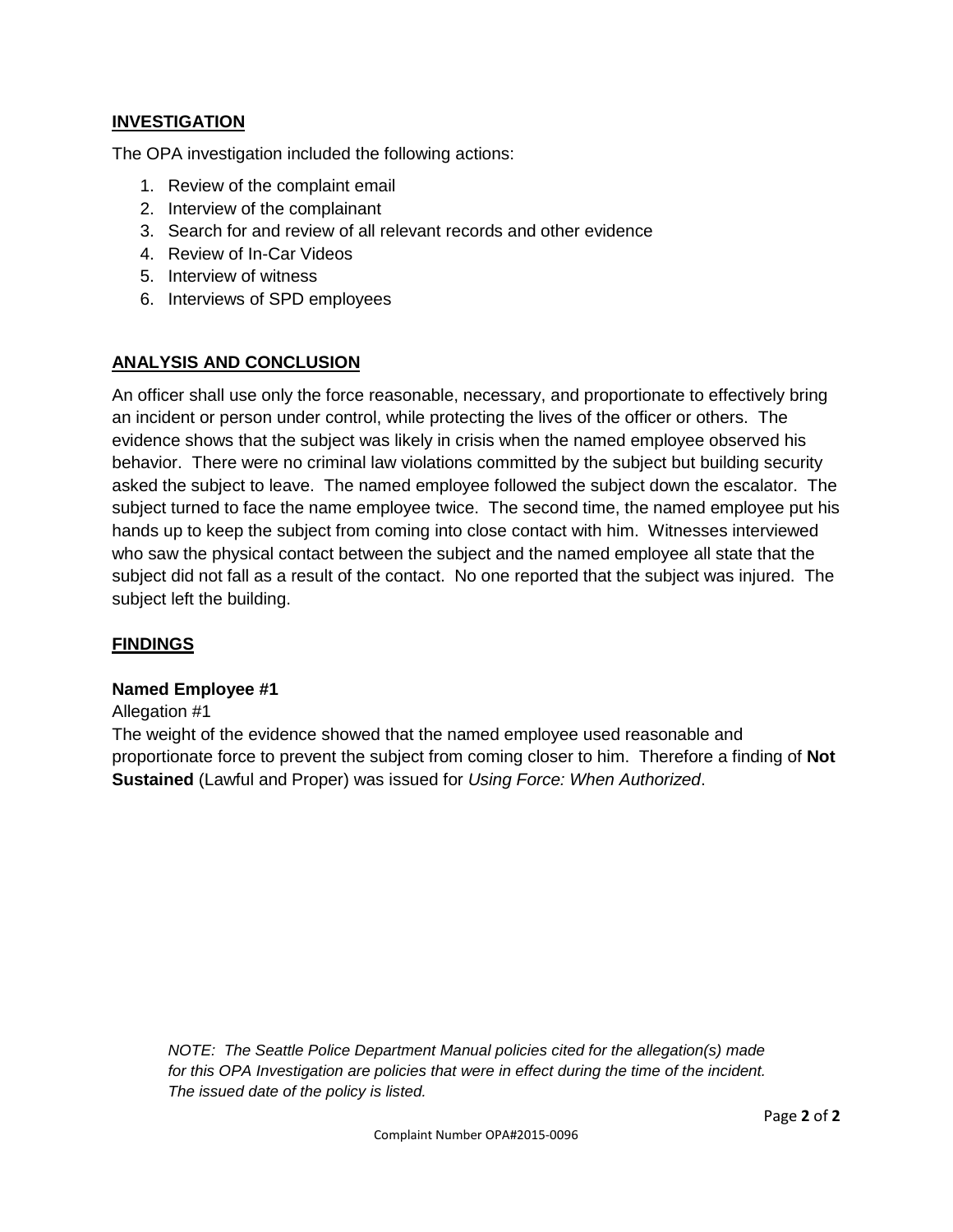## INVESTIGATION

The OPA investigation included the following actions:

1. Review of the complaint email
2. Interview of the complainant
3. Search for and review of all relevant records and other evidence
4. Review of In-Car Videos
5. Interview of witness
6. Interviews of SPD employees

## ANALYSIS AND CONCLUSION

An officer shall use only the force reasonable, necessary, and proportionate to effectively bring an incident or person under control, while protecting the lives of the officer or others. The evidence shows that the subject was likely in crisis when the named employee observed his behavior. There were no criminal law violations committed by the subject but building security asked the subject to leave. The named employee followed the subject down the escalator. The subject turned to face the name employee twice. The second time, the named employee put his hands up to keep the subject from coming into close contact with him. Witnesses interviewed who saw the physical contact between the subject and the named employee all state that the subject did not fall as a result of the contact. No one reported that the subject was injured. The subject left the building.

## FINDINGS

**Named Employee #1**

Allegation #1

The weight of the evidence showed that the named employee used reasonable and proportionate force to prevent the subject from coming closer to him. Therefore a finding of **Not Sustained** (Lawful and Proper) was issued for *Using Force: When Authorized*.

*NOTE: The Seattle Police Department Manual policies cited for the allegation(s) made for this OPA Investigation are policies that were in effect during the time of the incident. The issued date of the policy is listed.*

Complaint Number OPA#2015-0096